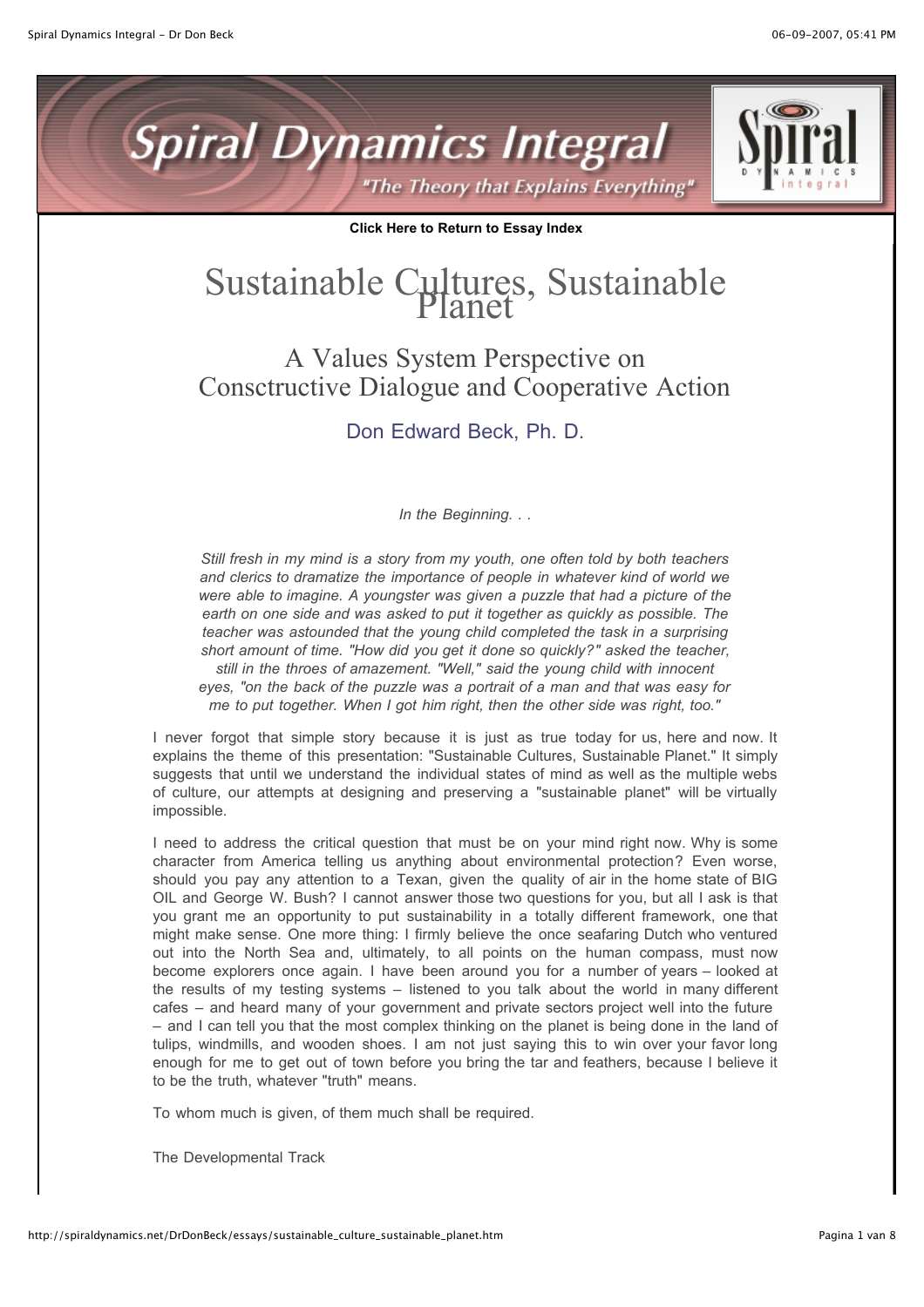**Click Here to Return to Essay Index**

# Sustainable Cultures, Sustainable Planet

## A Values System Perspective on Consctructive Dialogue and Cooperative Action

### Don Edward Beck, Ph. D.

*In the Beginning. . .*

*Still fresh in my mind is a story from my youth, one often told by both teachers and clerics to dramatize the importance of people in whatever kind of world we were able to imagine. A youngster was given a puzzle that had a picture of the earth on one side and was asked to put it together as quickly as possible. The teacher was astounded that the young child completed the task in a surprising short amount of time. "How did you get it done so quickly?" asked the teacher, still in the throes of amazement. "Well," said the young child with innocent eyes, "on the back of the puzzle was a portrait of a man and that was easy for me to put together. When I got him right, then the other side was right, too."*

I never forgot that simple story because it is just as true today for us, here and now. It explains the theme of this presentation: "Sustainable Cultures, Sustainable Planet." It simply suggests that until we understand the individual states of mind as well as the multiple webs of culture, our attempts at designing and preserving a "sustainable planet" will be virtually impossible.

I need to address the critical question that must be on your mind right now. Why is some character from America telling us anything about environmental protection? Even worse, should you pay any attention to a Texan, given the quality of air in the home state of BIG OIL and George W. Bush? I cannot answer those two questions for you, but all I ask is that you grant me an opportunity to put sustainability in a totally different framework, one that might make sense. One more thing: I firmly believe the once seafaring Dutch who ventured out into the North Sea and, ultimately, to all points on the human compass, must now become explorers once again. I have been around you for a number of years – looked at the results of my testing systems – listened to you talk about the world in many different cafes – and heard many of your government and private sectors project well into the future – and I can tell you that the most complex thinking on the planet is being done in the land of tulips, windmills, and wooden shoes. I am not just saying this to win over your favor long enough for me to get out of town before you bring the tar and feathers, because I believe it to be the truth, whatever "truth" means.

To whom much is given, of them much shall be required.

The Developmental Track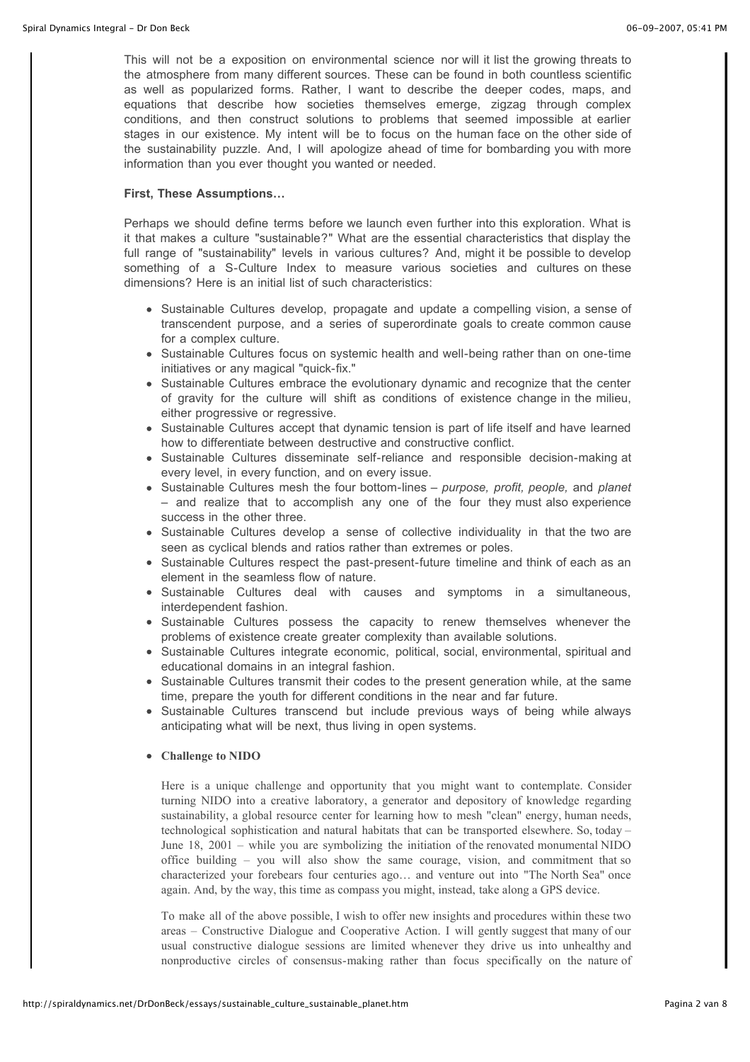This will not be a exposition on environmental science nor will it list the growing threats to the atmosphere from many different sources. These can be found in both countless scientific as well as popularized forms. Rather, I want to describe the deeper codes, maps, and equations that describe how societies themselves emerge, zigzag through complex conditions, and then construct solutions to problems that seemed impossible at earlier stages in our existence. My intent will be to focus on the human face on the other side of the sustainability puzzle. And, I will apologize ahead of time for bombarding you with more information than you ever thought you wanted or needed.

**First, These Assumptions…**

Perhaps we should define terms before we launch even further into this exploration. What is it that makes a culture "sustainable?" What are the essential characteristics that display the full range of "sustainability" levels in various cultures? And, might it be possible to develop something of a S-Culture Index to measure various societies and cultures on these dimensions? Here is an initial list of such characteristics:

- Sustainable Cultures develop, propagate and update a compelling vision, a sense of transcendent purpose, and a series of superordinate goals to create common cause for a complex culture.
- Sustainable Cultures focus on systemic health and well-being rather than on one-time initiatives or any magical "quick-fix."
- Sustainable Cultures embrace the evolutionary dynamic and recognize that the center of gravity for the culture will shift as conditions of existence change in the milieu, either progressive or regressive.
- Sustainable Cultures accept that dynamic tension is part of life itself and have learned how to differentiate between destructive and constructive conflict.
- Sustainable Cultures disseminate self-reliance and responsible decision-making at every level, in every function, and on every issue.
- Sustainable Cultures mesh the four bottom-lines – *purpose, profit, people,* and *planet* – and realize that to accomplish any one of the four they must also experience success in the other three.
- Sustainable Cultures develop a sense of collective individuality in that the two are seen as cyclical blends and ratios rather than extremes or poles.
- Sustainable Cultures respect the past-present-future timeline and think of each as an element in the seamless flow of nature.
- Sustainable Cultures deal with causes and symptoms in a simultaneous, interdependent fashion.
- Sustainable Cultures possess the capacity to renew themselves whenever the problems of existence create greater complexity than available solutions.
- Sustainable Cultures integrate economic, political, social, environmental, spiritual and educational domains in an integral fashion.
- Sustainable Cultures transmit their codes to the present generation while, at the same time, prepare the youth for different conditions in the near and far future.
- Sustainable Cultures transcend but include previous ways of being while always anticipating what will be next, thus living in open systems.

- **Challenge to NIDO**

  Here is a unique challenge and opportunity that you might want to contemplate. Consider turning NIDO into a creative laboratory, a generator and depository of knowledge regarding sustainability, a global resource center for learning how to mesh "clean" energy, human needs, technological sophistication and natural habitats that can be transported elsewhere. So, today – June 18, 2001 – while you are symbolizing the initiation of the renovated monumental NIDO office building – you will also show the same courage, vision, and commitment that so characterized your forebears four centuries ago… and venture out into "The North Sea" once again. And, by the way, this time as compass you might, instead, take along a GPS device.

  To make all of the above possible, I wish to offer new insights and procedures within these two areas – Constructive Dialogue and Cooperative Action. I will gently suggest that many of our usual constructive dialogue sessions are limited whenever they drive us into unhealthy and nonproductive circles of consensus-making rather than focus specifically on the nature of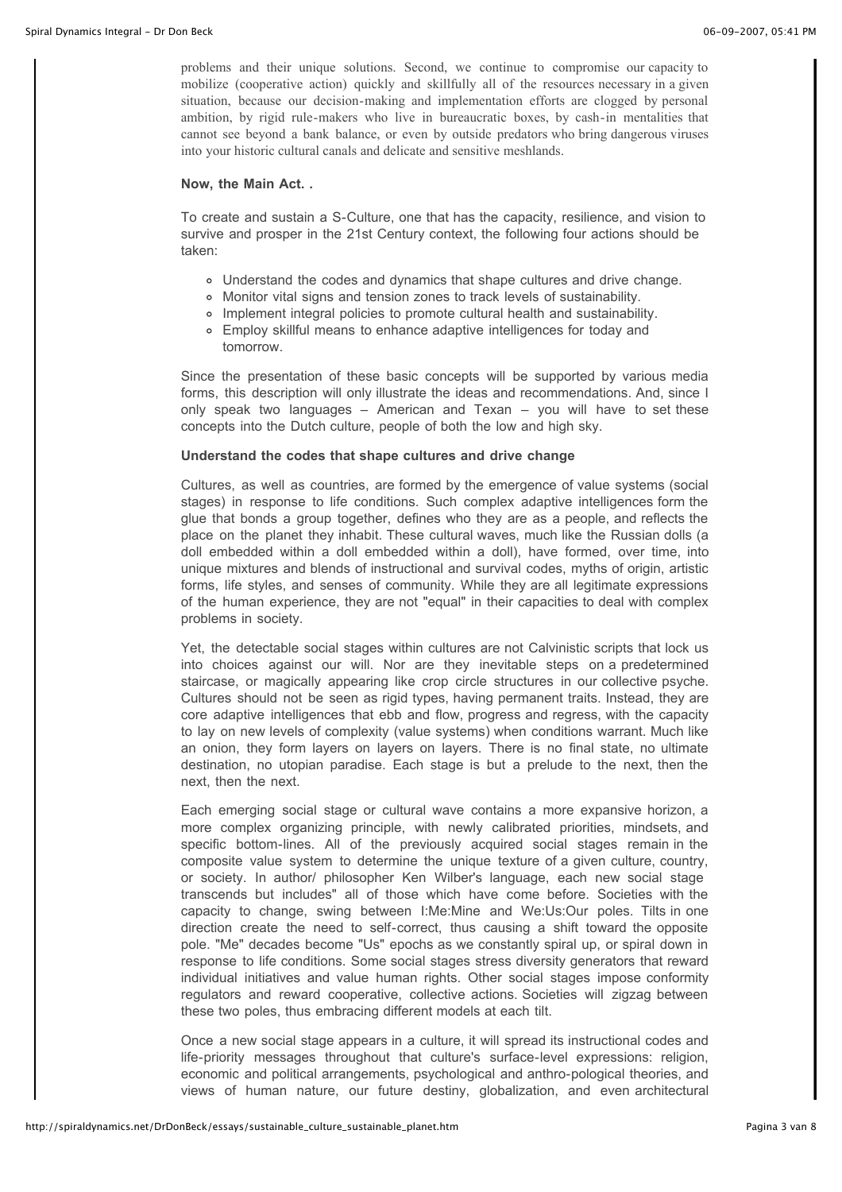problems and their unique solutions. Second, we continue to compromise our capacity to mobilize (cooperative action) quickly and skillfully all of the resources necessary in a given situation, because our decision-making and implementation efforts are clogged by personal ambition, by rigid rule-makers who live in bureaucratic boxes, by cash-in mentalities that cannot see beyond a bank balance, or even by outside predators who bring dangerous viruses into your historic cultural canals and delicate and sensitive meshlands.

**Now, the Main Act. .**

To create and sustain a S-Culture, one that has the capacity, resilience, and vision to survive and prosper in the 21st Century context, the following four actions should be taken:

- Understand the codes and dynamics that shape cultures and drive change.
- Monitor vital signs and tension zones to track levels of sustainability.
- Implement integral policies to promote cultural health and sustainability.
- Employ skillful means to enhance adaptive intelligences for today and tomorrow.

Since the presentation of these basic concepts will be supported by various media forms, this description will only illustrate the ideas and recommendations. And, since I only speak two languages – American and Texan – you will have to set these concepts into the Dutch culture, people of both the low and high sky.

**Understand the codes that shape cultures and drive change**

Cultures, as well as countries, are formed by the emergence of value systems (social stages) in response to life conditions. Such complex adaptive intelligences form the glue that bonds a group together, defines who they are as a people, and reflects the place on the planet they inhabit. These cultural waves, much like the Russian dolls (a doll embedded within a doll embedded within a doll), have formed, over time, into unique mixtures and blends of instructional and survival codes, myths of origin, artistic forms, life styles, and senses of community. While they are all legitimate expressions of the human experience, they are not "equal" in their capacities to deal with complex problems in society.

Yet, the detectable social stages within cultures are not Calvinistic scripts that lock us into choices against our will. Nor are they inevitable steps on a predetermined staircase, or magically appearing like crop circle structures in our collective psyche. Cultures should not be seen as rigid types, having permanent traits. Instead, they are core adaptive intelligences that ebb and flow, progress and regress, with the capacity to lay on new levels of complexity (value systems) when conditions warrant. Much like an onion, they form layers on layers on layers. There is no final state, no ultimate destination, no utopian paradise. Each stage is but a prelude to the next, then the next, then the next.

Each emerging social stage or cultural wave contains a more expansive horizon, a more complex organizing principle, with newly calibrated priorities, mindsets, and specific bottom-lines. All of the previously acquired social stages remain in the composite value system to determine the unique texture of a given culture, country, or society. In author/ philosopher Ken Wilber's language, each new social stage transcends but includes" all of those which have come before. Societies with the capacity to change, swing between I:Me:Mine and We:Us:Our poles. Tilts in one direction create the need to self-correct, thus causing a shift toward the opposite pole. "Me" decades become "Us" epochs as we constantly spiral up, or spiral down in response to life conditions. Some social stages stress diversity generators that reward individual initiatives and value human rights. Other social stages impose conformity regulators and reward cooperative, collective actions. Societies will zigzag between these two poles, thus embracing different models at each tilt.

Once a new social stage appears in a culture, it will spread its instructional codes and life-priority messages throughout that culture's surface-level expressions: religion, economic and political arrangements, psychological and anthro-pological theories, and views of human nature, our future destiny, globalization, and even architectural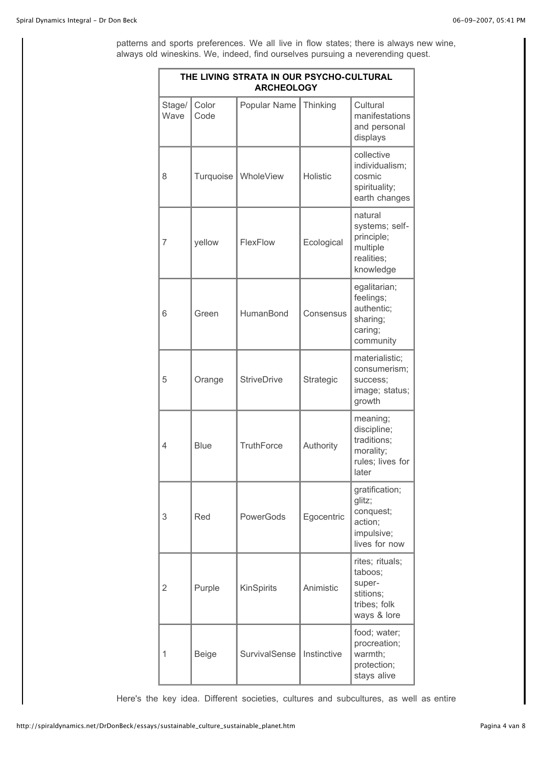patterns and sports preferences. We all live in flow states; there is always new wine, always old wineskins. We, indeed, find ourselves pursuing a neverending quest.

| THE LIVING STRATA IN OUR PSYCHO-CULTURAL ARCHEOLOGY | | | | |
|---|---|---|---|---|
| Stage/ Wave | Color Code | Popular Name | Thinking | Cultural manifestations and personal displays |
| 8 | Turquoise | WholeView | Holistic | collective individualism; cosmic spirituality; earth changes |
| 7 | yellow | FlexFlow | Ecological | natural systems; self-principle; multiple realities; knowledge |
| 6 | Green | HumanBond | Consensus | egalitarian; feelings; authentic; sharing; caring; community |
| 5 | Orange | StriveDrive | Strategic | materialistic; consumerism; success; image; status; growth |
| 4 | Blue | TruthForce | Authority | meaning; discipline; traditions; morality; rules; lives for later |
| 3 | Red | PowerGods | Egocentric | gratification; glitz; conquest; action; impulsive; lives for now |
| 2 | Purple | KinSpirits | Animistic | rites; rituals; taboos; super-stitions; tribes; folk ways & lore |
| 1 | Beige | SurvivalSense | Instinctive | food; water; procreation; warmth; protection; stays alive |

Here's the key idea. Different societies, cultures and subcultures, as well as entire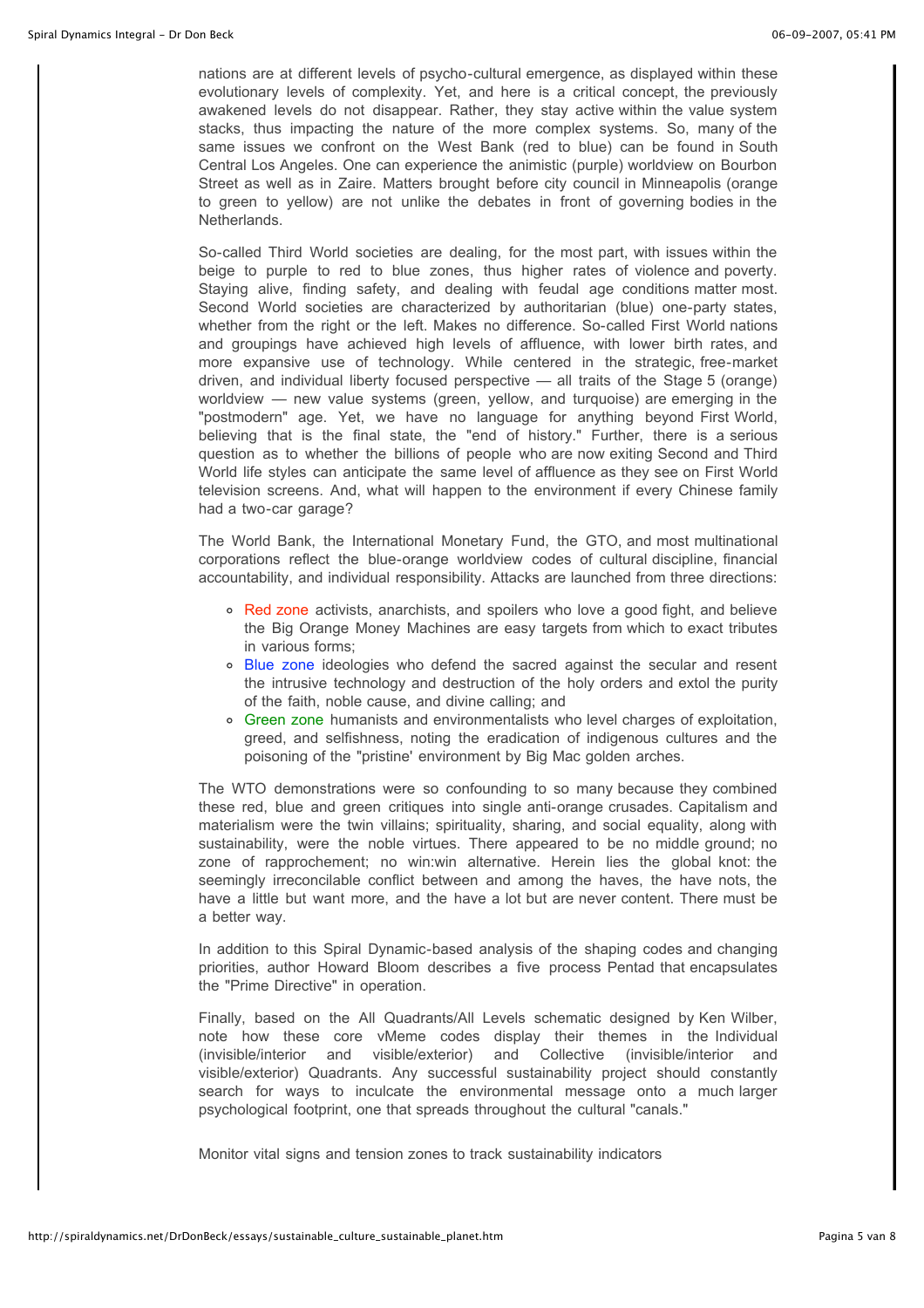nations are at different levels of psycho-cultural emergence, as displayed within these evolutionary levels of complexity. Yet, and here is a critical concept, the previously awakened levels do not disappear. Rather, they stay active within the value system stacks, thus impacting the nature of the more complex systems. So, many of the same issues we confront on the West Bank (red to blue) can be found in South Central Los Angeles. One can experience the animistic (purple) worldview on Bourbon Street as well as in Zaire. Matters brought before city council in Minneapolis (orange to green to yellow) are not unlike the debates in front of governing bodies in the Netherlands.

So-called Third World societies are dealing, for the most part, with issues within the beige to purple to red to blue zones, thus higher rates of violence and poverty. Staying alive, finding safety, and dealing with feudal age conditions matter most. Second World societies are characterized by authoritarian (blue) one-party states, whether from the right or the left. Makes no difference. So-called First World nations and groupings have achieved high levels of affluence, with lower birth rates, and more expansive use of technology. While centered in the strategic, free-market driven, and individual liberty focused perspective — all traits of the Stage 5 (orange) worldview — new value systems (green, yellow, and turquoise) are emerging in the "postmodern" age. Yet, we have no language for anything beyond First World, believing that is the final state, the "end of history." Further, there is a serious question as to whether the billions of people who are now exiting Second and Third World life styles can anticipate the same level of affluence as they see on First World television screens. And, what will happen to the environment if every Chinese family had a two-car garage?

The World Bank, the International Monetary Fund, the GTO, and most multinational corporations reflect the blue-orange worldview codes of cultural discipline, financial accountability, and individual responsibility. Attacks are launched from three directions:

- Red zone activists, anarchists, and spoilers who love a good fight, and believe the Big Orange Money Machines are easy targets from which to exact tributes in various forms;
- Blue zone ideologies who defend the sacred against the secular and resent the intrusive technology and destruction of the holy orders and extol the purity of the faith, noble cause, and divine calling; and
- Green zone humanists and environmentalists who level charges of exploitation, greed, and selfishness, noting the eradication of indigenous cultures and the poisoning of the "pristine' environment by Big Mac golden arches.

The WTO demonstrations were so confounding to so many because they combined these red, blue and green critiques into single anti-orange crusades. Capitalism and materialism were the twin villains; spirituality, sharing, and social equality, along with sustainability, were the noble virtues. There appeared to be no middle ground; no zone of rapprochement; no win:win alternative. Herein lies the global knot: the seemingly irreconcilable conflict between and among the haves, the have nots, the have a little but want more, and the have a lot but are never content. There must be a better way.

In addition to this Spiral Dynamic-based analysis of the shaping codes and changing priorities, author Howard Bloom describes a five process Pentad that encapsulates the "Prime Directive" in operation.

Finally, based on the All Quadrants/All Levels schematic designed by Ken Wilber, note how these core vMeme codes display their themes in the Individual (invisible/interior and visible/exterior) and Collective (invisible/interior and visible/exterior) Quadrants. Any successful sustainability project should constantly search for ways to inculcate the environmental message onto a much larger psychological footprint, one that spreads throughout the cultural "canals."

Monitor vital signs and tension zones to track sustainability indicators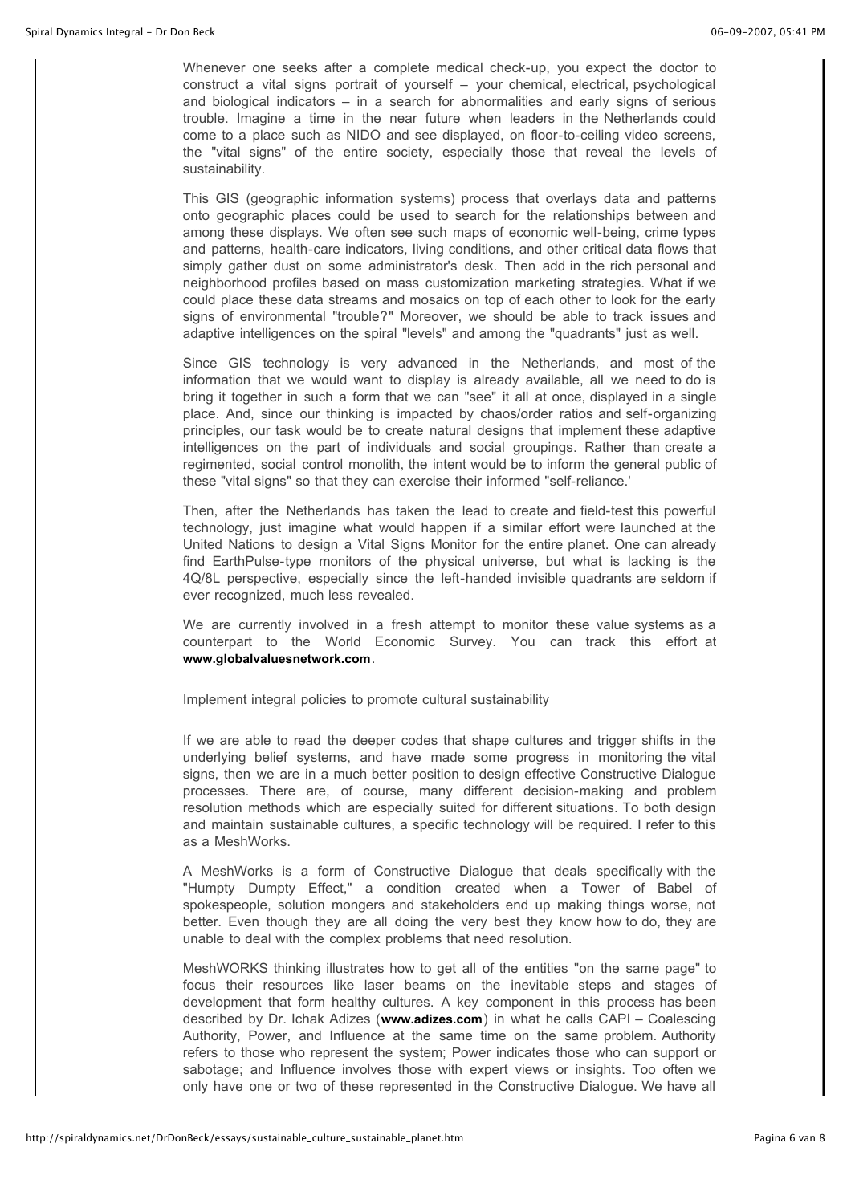Whenever one seeks after a complete medical check-up, you expect the doctor to construct a vital signs portrait of yourself – your chemical, electrical, psychological and biological indicators – in a search for abnormalities and early signs of serious trouble. Imagine a time in the near future when leaders in the Netherlands could come to a place such as NIDO and see displayed, on floor-to-ceiling video screens, the "vital signs" of the entire society, especially those that reveal the levels of sustainability.

This GIS (geographic information systems) process that overlays data and patterns onto geographic places could be used to search for the relationships between and among these displays. We often see such maps of economic well-being, crime types and patterns, health-care indicators, living conditions, and other critical data flows that simply gather dust on some administrator's desk. Then add in the rich personal and neighborhood profiles based on mass customization marketing strategies. What if we could place these data streams and mosaics on top of each other to look for the early signs of environmental "trouble?" Moreover, we should be able to track issues and adaptive intelligences on the spiral "levels" and among the "quadrants" just as well.

Since GIS technology is very advanced in the Netherlands, and most of the information that we would want to display is already available, all we need to do is bring it together in such a form that we can "see" it all at once, displayed in a single place. And, since our thinking is impacted by chaos/order ratios and self-organizing principles, our task would be to create natural designs that implement these adaptive intelligences on the part of individuals and social groupings. Rather than create a regimented, social control monolith, the intent would be to inform the general public of these "vital signs" so that they can exercise their informed "self-reliance.'

Then, after the Netherlands has taken the lead to create and field-test this powerful technology, just imagine what would happen if a similar effort were launched at the United Nations to design a Vital Signs Monitor for the entire planet. One can already find EarthPulse-type monitors of the physical universe, but what is lacking is the 4Q/8L perspective, especially since the left-handed invisible quadrants are seldom if ever recognized, much less revealed.

We are currently involved in a fresh attempt to monitor these value systems as a counterpart to the World Economic Survey. You can track this effort at **www.globalvaluesnetwork.com**.

Implement integral policies to promote cultural sustainability

If we are able to read the deeper codes that shape cultures and trigger shifts in the underlying belief systems, and have made some progress in monitoring the vital signs, then we are in a much better position to design effective Constructive Dialogue processes. There are, of course, many different decision-making and problem resolution methods which are especially suited for different situations. To both design and maintain sustainable cultures, a specific technology will be required. I refer to this as a MeshWorks.

A MeshWorks is a form of Constructive Dialogue that deals specifically with the "Humpty Dumpty Effect," a condition created when a Tower of Babel of spokespeople, solution mongers and stakeholders end up making things worse, not better. Even though they are all doing the very best they know how to do, they are unable to deal with the complex problems that need resolution.

MeshWORKS thinking illustrates how to get all of the entities "on the same page" to focus their resources like laser beams on the inevitable steps and stages of development that form healthy cultures. A key component in this process has been described by Dr. Ichak Adizes (**www.adizes.com**) in what he calls CAPI – Coalescing Authority, Power, and Influence at the same time on the same problem. Authority refers to those who represent the system; Power indicates those who can support or sabotage; and Influence involves those with expert views or insights. Too often we only have one or two of these represented in the Constructive Dialogue. We have all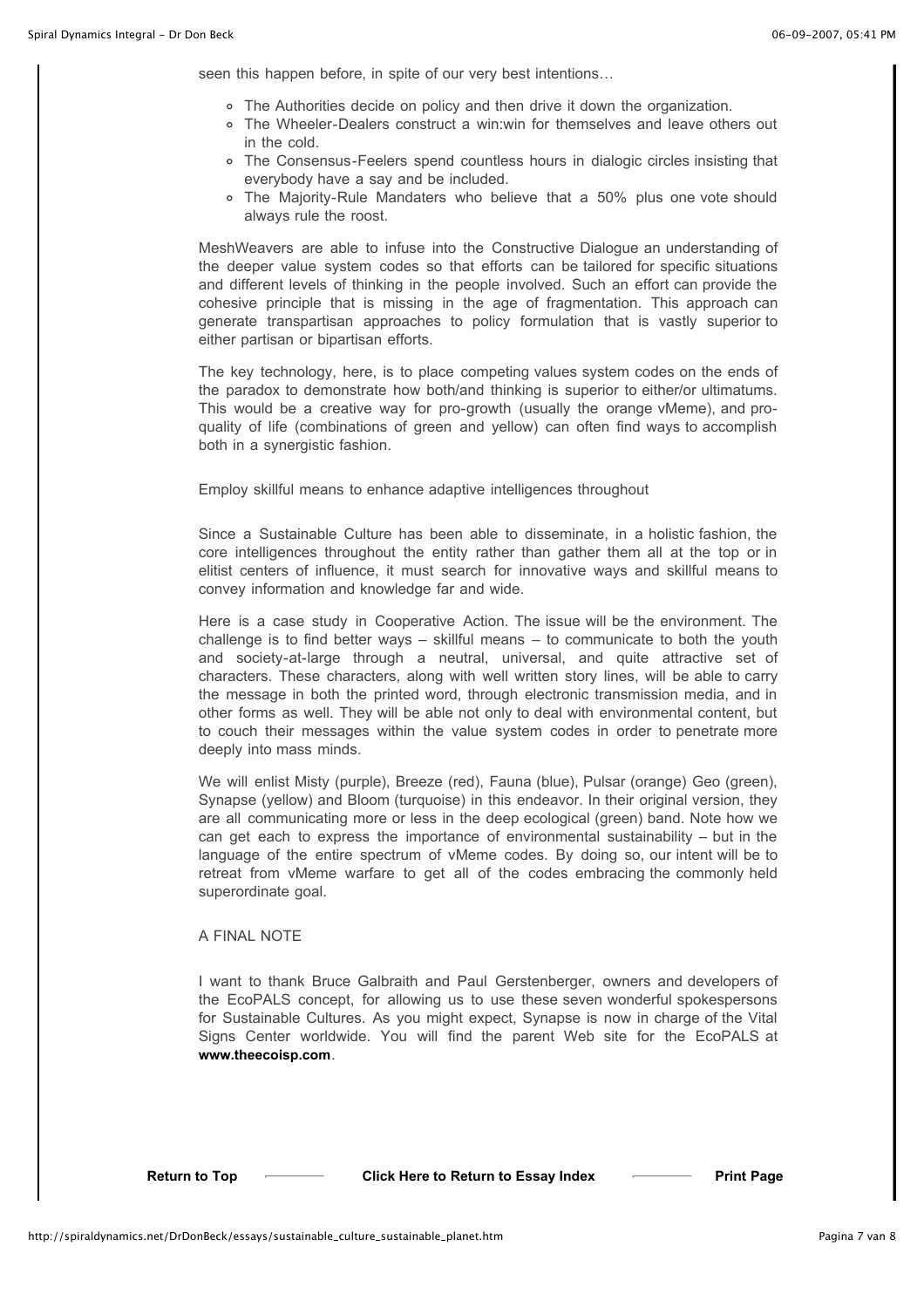seen this happen before, in spite of our very best intentions…

- The Authorities decide on policy and then drive it down the organization.
- The Wheeler-Dealers construct a win:win for themselves and leave others out in the cold.
- The Consensus-Feelers spend countless hours in dialogic circles insisting that everybody have a say and be included.
- The Majority-Rule Mandaters who believe that a 50% plus one vote should always rule the roost.

MeshWeavers are able to infuse into the Constructive Dialogue an understanding of the deeper value system codes so that efforts can be tailored for specific situations and different levels of thinking in the people involved. Such an effort can provide the cohesive principle that is missing in the age of fragmentation. This approach can generate transpartisan approaches to policy formulation that is vastly superior to either partisan or bipartisan efforts.

The key technology, here, is to place competing values system codes on the ends of the paradox to demonstrate how both/and thinking is superior to either/or ultimatums. This would be a creative way for pro-growth (usually the orange vMeme), and pro-quality of life (combinations of green and yellow) can often find ways to accomplish both in a synergistic fashion.

Employ skillful means to enhance adaptive intelligences throughout

Since a Sustainable Culture has been able to disseminate, in a holistic fashion, the core intelligences throughout the entity rather than gather them all at the top or in elitist centers of influence, it must search for innovative ways and skillful means to convey information and knowledge far and wide.

Here is a case study in Cooperative Action. The issue will be the environment. The challenge is to find better ways – skillful means – to communicate to both the youth and society-at-large through a neutral, universal, and quite attractive set of characters. These characters, along with well written story lines, will be able to carry the message in both the printed word, through electronic transmission media, and in other forms as well. They will be able not only to deal with environmental content, but to couch their messages within the value system codes in order to penetrate more deeply into mass minds.

We will enlist Misty (purple), Breeze (red), Fauna (blue), Pulsar (orange) Geo (green), Synapse (yellow) and Bloom (turquoise) in this endeavor. In their original version, they are all communicating more or less in the deep ecological (green) band. Note how we can get each to express the importance of environmental sustainability – but in the language of the entire spectrum of vMeme codes. By doing so, our intent will be to retreat from vMeme warfare to get all of the codes embracing the commonly held superordinate goal.

A FINAL NOTE

I want to thank Bruce Galbraith and Paul Gerstenberger, owners and developers of the EcoPALS concept, for allowing us to use these seven wonderful spokespersons for Sustainable Cultures. As you might expect, Synapse is now in charge of the Vital Signs Center worldwide. You will find the parent Web site for the EcoPALS at **www.theecoisp.com**.

**Return to Top** **Click Here to Return to Essay Index** **Print Page**